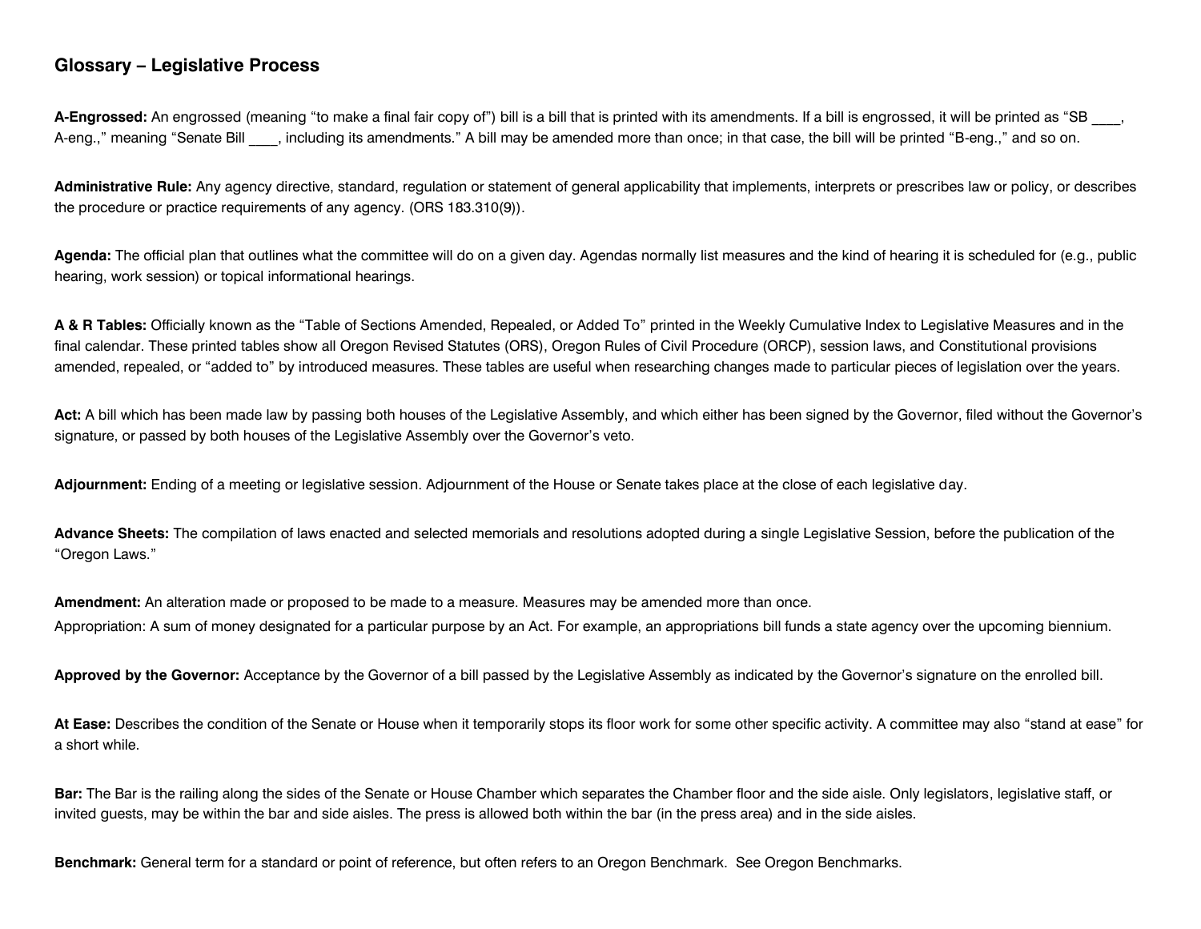## Glossary – Legislative Process

**A-Engrossed:** An engrossed (meaning "to make a final fair copy of") bill is a bill that is printed with its amendments. If a bill is engrossed, it will be printed as "SB ___, A-eng.," meaning "Senate Bill ___, including its amendments." A bill may be amended more than once; in that case, the bill will be printed "B-eng.," and so on.

**Administrative Rule:** Any agency directive, standard, regulation or statement of general applicability that implements, interprets or prescribes law or policy, or describes the procedure or practice requirements of any agency. (ORS 183.310(9)).

**Agenda:** The official plan that outlines what the committee will do on a given day. Agendas normally list measures and the kind of hearing it is scheduled for (e.g., public hearing, work session) or topical informational hearings.

**A & R Tables:** Officially known as the "Table of Sections Amended, Repealed, or Added To" printed in the Weekly Cumulative Index to Legislative Measures and in the final calendar. These printed tables show all Oregon Revised Statutes (ORS), Oregon Rules of Civil Procedure (ORCP), session laws, and Constitutional provisions amended, repealed, or "added to" by introduced measures. These tables are useful when researching changes made to particular pieces of legislation over the years.

**Act:** A bill which has been made law by passing both houses of the Legislative Assembly, and which either has been signed by the Governor, filed without the Governor's signature, or passed by both houses of the Legislative Assembly over the Governor's veto.

**Adjournment:** Ending of a meeting or legislative session. Adjournment of the House or Senate takes place at the close of each legislative day.

**Advance Sheets:** The compilation of laws enacted and selected memorials and resolutions adopted during a single Legislative Session, before the publication of the "Oregon Laws."

**Amendment:** An alteration made or proposed to be made to a measure. Measures may be amended more than once.

Appropriation: A sum of money designated for a particular purpose by an Act. For example, an appropriations bill funds a state agency over the upcoming biennium.

**Approved by the Governor:** Acceptance by the Governor of a bill passed by the Legislative Assembly as indicated by the Governor's signature on the enrolled bill.

**At Ease:** Describes the condition of the Senate or House when it temporarily stops its floor work for some other specific activity. A committee may also "stand at ease" for a short while.

**Bar:** The Bar is the railing along the sides of the Senate or House Chamber which separates the Chamber floor and the side aisle. Only legislators, legislative staff, or invited guests, may be within the bar and side aisles. The press is allowed both within the bar (in the press area) and in the side aisles.

**Benchmark:** General term for a standard or point of reference, but often refers to an Oregon Benchmark. See Oregon Benchmarks.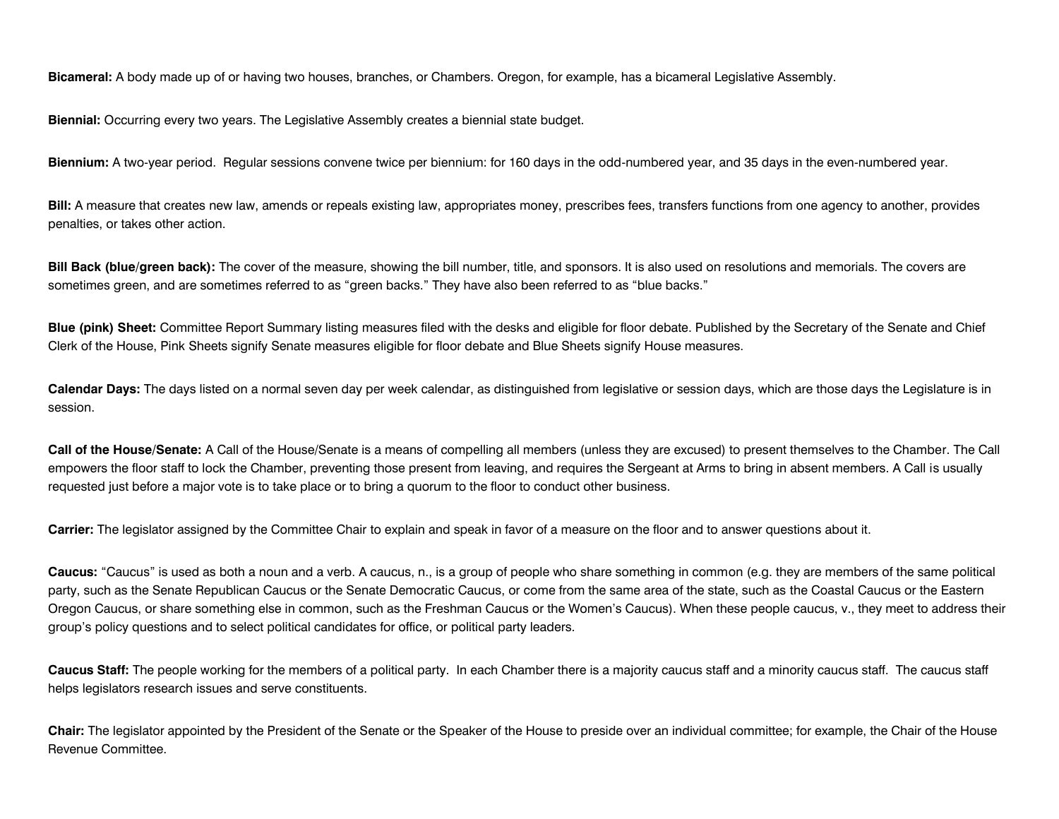**Bicameral:** A body made up of or having two houses, branches, or Chambers. Oregon, for example, has a bicameral Legislative Assembly.

**Biennial:** Occurring every two years. The Legislative Assembly creates a biennial state budget.

**Biennium:** A two-year period. Regular sessions convene twice per biennium: for 160 days in the odd-numbered year, and 35 days in the even-numbered year.

**Bill:** A measure that creates new law, amends or repeals existing law, appropriates money, prescribes fees, transfers functions from one agency to another, provides penalties, or takes other action.

**Bill Back (blue/green back):** The cover of the measure, showing the bill number, title, and sponsors. It is also used on resolutions and memorials. The covers are sometimes green, and are sometimes referred to as "green backs." They have also been referred to as "blue backs."

**Blue (pink) Sheet:** Committee Report Summary listing measures filed with the desks and eligible for floor debate. Published by the Secretary of the Senate and Chief Clerk of the House, Pink Sheets signify Senate measures eligible for floor debate and Blue Sheets signify House measures.

**Calendar Days:** The days listed on a normal seven day per week calendar, as distinguished from legislative or session days, which are those days the Legislature is in session.

**Call of the House/Senate:** A Call of the House/Senate is a means of compelling all members (unless they are excused) to present themselves to the Chamber. The Call empowers the floor staff to lock the Chamber, preventing those present from leaving, and requires the Sergeant at Arms to bring in absent members. A Call is usually requested just before a major vote is to take place or to bring a quorum to the floor to conduct other business.

**Carrier:** The legislator assigned by the Committee Chair to explain and speak in favor of a measure on the floor and to answer questions about it.

**Caucus:** "Caucus" is used as both a noun and a verb. A caucus, n., is a group of people who share something in common (e.g. they are members of the same political party, such as the Senate Republican Caucus or the Senate Democratic Caucus, or come from the same area of the state, such as the Coastal Caucus or the Eastern Oregon Caucus, or share something else in common, such as the Freshman Caucus or the Women's Caucus). When these people caucus, v., they meet to address their group's policy questions and to select political candidates for office, or political party leaders.

**Caucus Staff:** The people working for the members of a political party. In each Chamber there is a majority caucus staff and a minority caucus staff. The caucus staff helps legislators research issues and serve constituents.

**Chair:** The legislator appointed by the President of the Senate or the Speaker of the House to preside over an individual committee; for example, the Chair of the House Revenue Committee.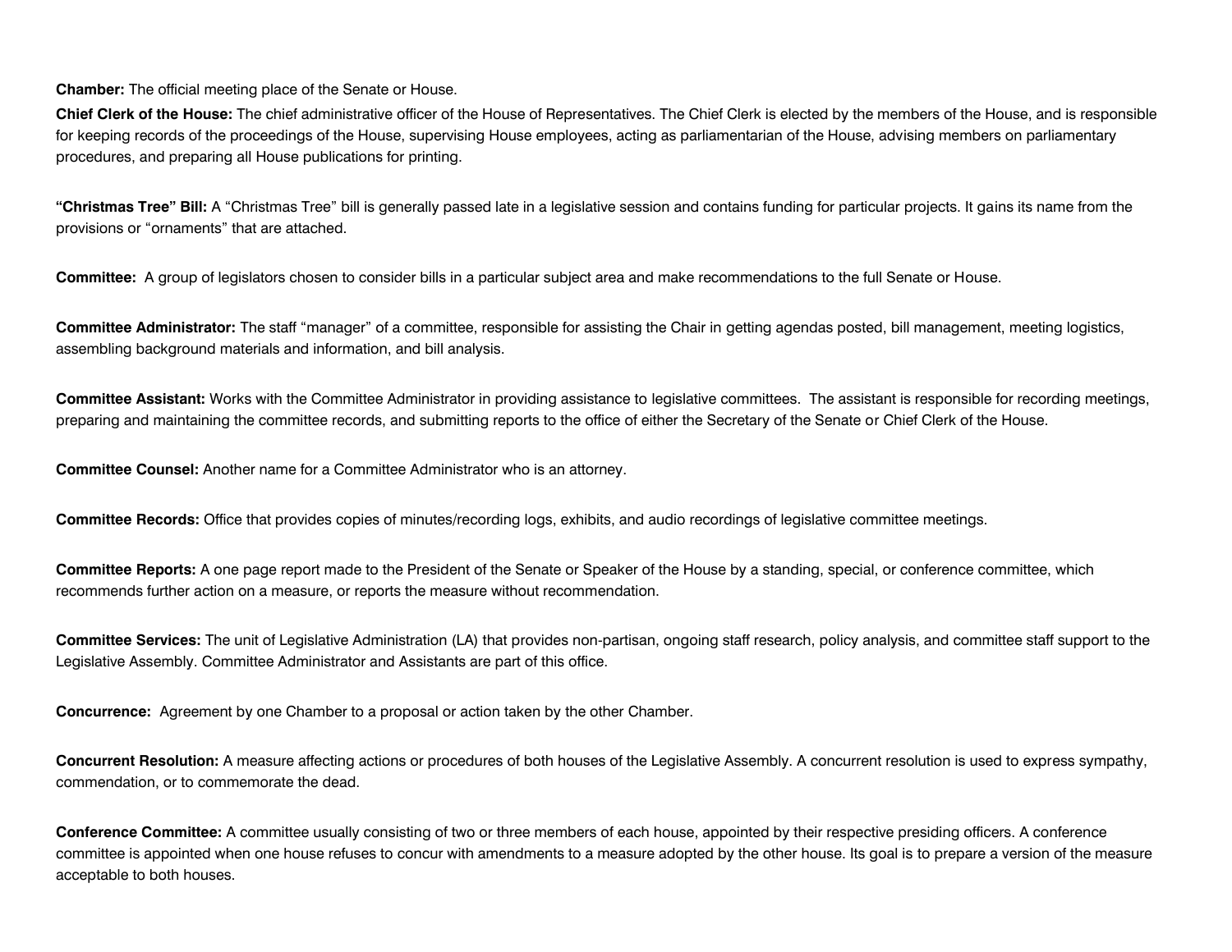**Chamber:** The official meeting place of the Senate or House.

**Chief Clerk of the House:** The chief administrative officer of the House of Representatives. The Chief Clerk is elected by the members of the House, and is responsible for keeping records of the proceedings of the House, supervising House employees, acting as parliamentarian of the House, advising members on parliamentary procedures, and preparing all House publications for printing.

**"Christmas Tree" Bill:** A "Christmas Tree" bill is generally passed late in a legislative session and contains funding for particular projects. It gains its name from the provisions or "ornaments" that are attached.

**Committee:** A group of legislators chosen to consider bills in a particular subject area and make recommendations to the full Senate or House.

**Committee Administrator:** The staff "manager" of a committee, responsible for assisting the Chair in getting agendas posted, bill management, meeting logistics, assembling background materials and information, and bill analysis.

**Committee Assistant:** Works with the Committee Administrator in providing assistance to legislative committees. The assistant is responsible for recording meetings, preparing and maintaining the committee records, and submitting reports to the office of either the Secretary of the Senate or Chief Clerk of the House.

**Committee Counsel:** Another name for a Committee Administrator who is an attorney.

**Committee Records:** Office that provides copies of minutes/recording logs, exhibits, and audio recordings of legislative committee meetings.

**Committee Reports:** A one page report made to the President of the Senate or Speaker of the House by a standing, special, or conference committee, which recommends further action on a measure, or reports the measure without recommendation.

**Committee Services:** The unit of Legislative Administration (LA) that provides non-partisan, ongoing staff research, policy analysis, and committee staff support to the Legislative Assembly. Committee Administrator and Assistants are part of this office.

**Concurrence:** Agreement by one Chamber to a proposal or action taken by the other Chamber.

**Concurrent Resolution:** A measure affecting actions or procedures of both houses of the Legislative Assembly. A concurrent resolution is used to express sympathy, commendation, or to commemorate the dead.

**Conference Committee:** A committee usually consisting of two or three members of each house, appointed by their respective presiding officers. A conference committee is appointed when one house refuses to concur with amendments to a measure adopted by the other house. Its goal is to prepare a version of the measure acceptable to both houses.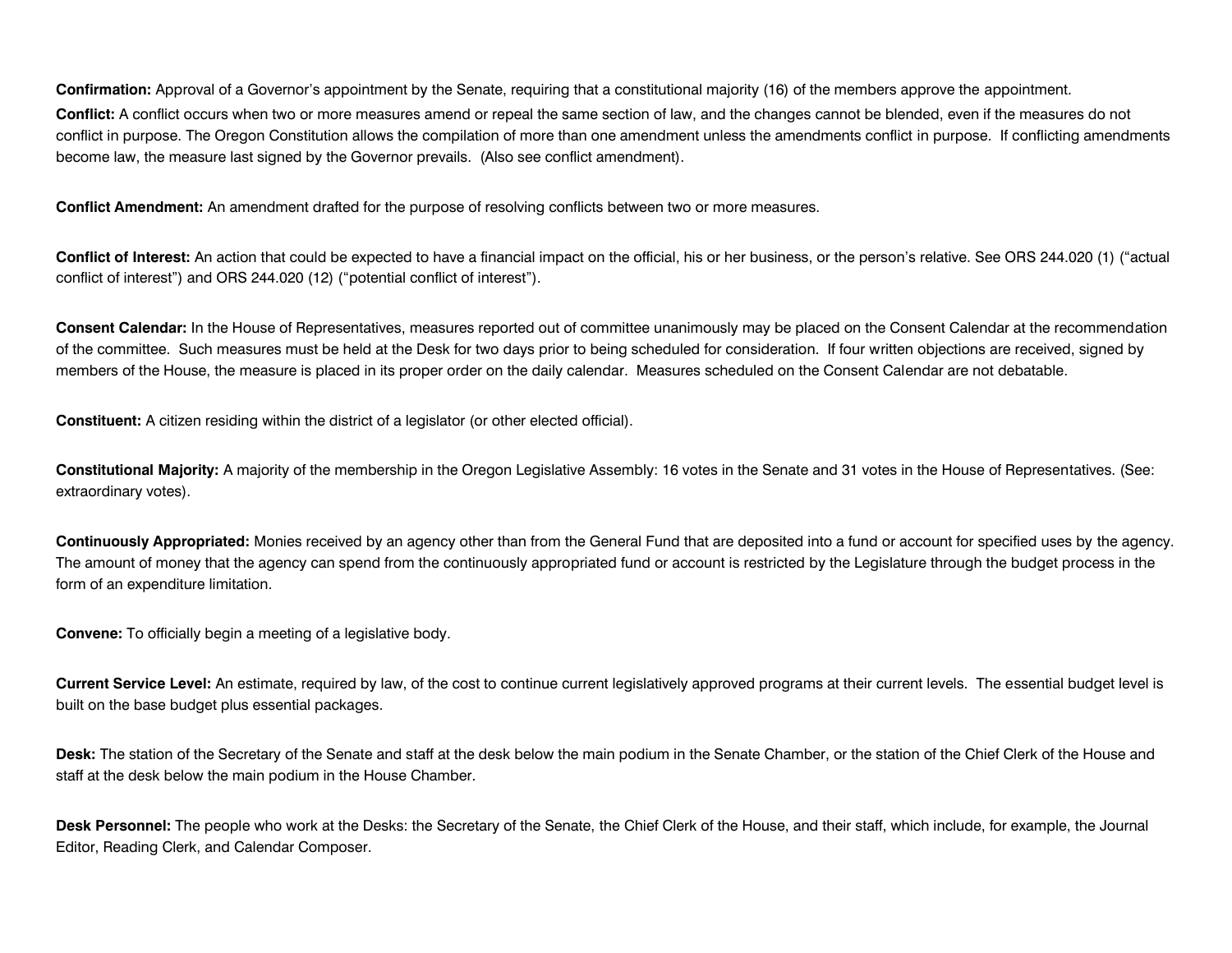**Confirmation:** Approval of a Governor's appointment by the Senate, requiring that a constitutional majority (16) of the members approve the appointment.

**Conflict:** A conflict occurs when two or more measures amend or repeal the same section of law, and the changes cannot be blended, even if the measures do not conflict in purpose. The Oregon Constitution allows the compilation of more than one amendment unless the amendments conflict in purpose. If conflicting amendments become law, the measure last signed by the Governor prevails. (Also see conflict amendment).

**Conflict Amendment:** An amendment drafted for the purpose of resolving conflicts between two or more measures.

**Conflict of Interest:** An action that could be expected to have a financial impact on the official, his or her business, or the person's relative. See ORS 244.020 (1) ("actual conflict of interest") and ORS 244.020 (12) ("potential conflict of interest").

**Consent Calendar:** In the House of Representatives, measures reported out of committee unanimously may be placed on the Consent Calendar at the recommendation of the committee. Such measures must be held at the Desk for two days prior to being scheduled for consideration. If four written objections are received, signed by members of the House, the measure is placed in its proper order on the daily calendar. Measures scheduled on the Consent Calendar are not debatable.

**Constituent:** A citizen residing within the district of a legislator (or other elected official).

**Constitutional Majority:** A majority of the membership in the Oregon Legislative Assembly: 16 votes in the Senate and 31 votes in the House of Representatives. (See: extraordinary votes).

**Continuously Appropriated:** Monies received by an agency other than from the General Fund that are deposited into a fund or account for specified uses by the agency. The amount of money that the agency can spend from the continuously appropriated fund or account is restricted by the Legislature through the budget process in the form of an expenditure limitation.

**Convene:** To officially begin a meeting of a legislative body.

**Current Service Level:** An estimate, required by law, of the cost to continue current legislatively approved programs at their current levels. The essential budget level is built on the base budget plus essential packages.

**Desk:** The station of the Secretary of the Senate and staff at the desk below the main podium in the Senate Chamber, or the station of the Chief Clerk of the House and staff at the desk below the main podium in the House Chamber.

**Desk Personnel:** The people who work at the Desks: the Secretary of the Senate, the Chief Clerk of the House, and their staff, which include, for example, the Journal Editor, Reading Clerk, and Calendar Composer.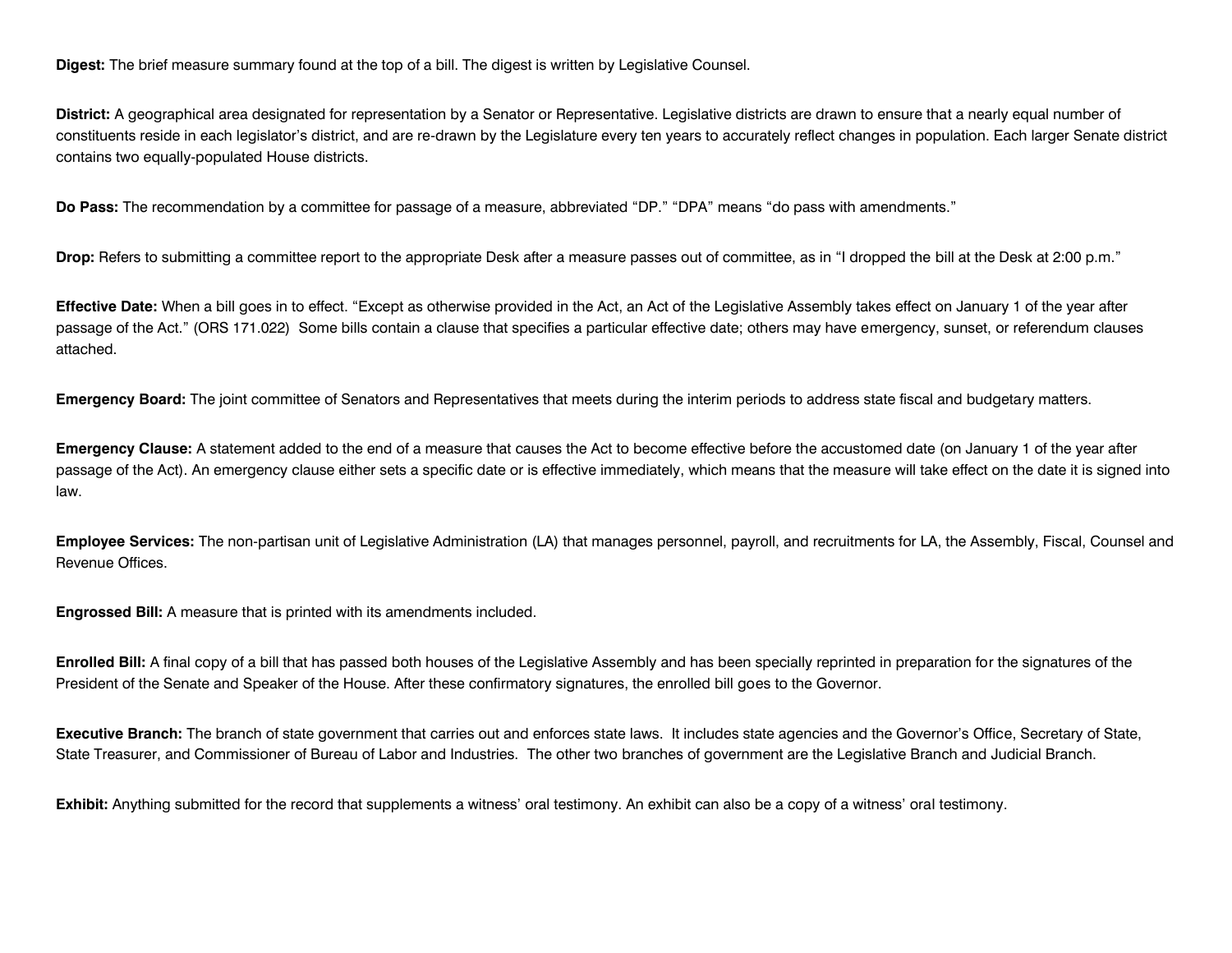**Digest:** The brief measure summary found at the top of a bill. The digest is written by Legislative Counsel.

**District:** A geographical area designated for representation by a Senator or Representative. Legislative districts are drawn to ensure that a nearly equal number of constituents reside in each legislator's district, and are re-drawn by the Legislature every ten years to accurately reflect changes in population. Each larger Senate district contains two equally-populated House districts.

**Do Pass:** The recommendation by a committee for passage of a measure, abbreviated "DP." "DPA" means "do pass with amendments."

**Drop:** Refers to submitting a committee report to the appropriate Desk after a measure passes out of committee, as in "I dropped the bill at the Desk at 2:00 p.m."

**Effective Date:** When a bill goes in to effect. "Except as otherwise provided in the Act, an Act of the Legislative Assembly takes effect on January 1 of the year after passage of the Act." (ORS 171.022) Some bills contain a clause that specifies a particular effective date; others may have emergency, sunset, or referendum clauses attached.

**Emergency Board:** The joint committee of Senators and Representatives that meets during the interim periods to address state fiscal and budgetary matters.

**Emergency Clause:** A statement added to the end of a measure that causes the Act to become effective before the accustomed date (on January 1 of the year after passage of the Act). An emergency clause either sets a specific date or is effective immediately, which means that the measure will take effect on the date it is signed into law.

**Employee Services:** The non-partisan unit of Legislative Administration (LA) that manages personnel, payroll, and recruitments for LA, the Assembly, Fiscal, Counsel and Revenue Offices.

**Engrossed Bill:** A measure that is printed with its amendments included.

**Enrolled Bill:** A final copy of a bill that has passed both houses of the Legislative Assembly and has been specially reprinted in preparation for the signatures of the President of the Senate and Speaker of the House. After these confirmatory signatures, the enrolled bill goes to the Governor.

**Executive Branch:** The branch of state government that carries out and enforces state laws. It includes state agencies and the Governor's Office, Secretary of State, State Treasurer, and Commissioner of Bureau of Labor and Industries. The other two branches of government are the Legislative Branch and Judicial Branch.

**Exhibit:** Anything submitted for the record that supplements a witness' oral testimony. An exhibit can also be a copy of a witness' oral testimony.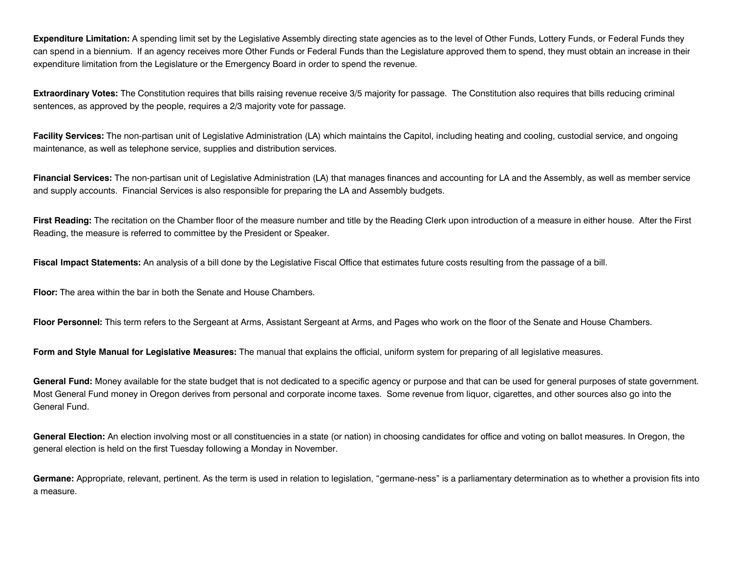**Expenditure Limitation:** A spending limit set by the Legislative Assembly directing state agencies as to the level of Other Funds, Lottery Funds, or Federal Funds they can spend in a biennium. If an agency receives more Other Funds or Federal Funds than the Legislature approved them to spend, they must obtain an increase in their expenditure limitation from the Legislature or the Emergency Board in order to spend the revenue.

**Extraordinary Votes:** The Constitution requires that bills raising revenue receive 3/5 majority for passage. The Constitution also requires that bills reducing criminal sentences, as approved by the people, requires a 2/3 majority vote for passage.

**Facility Services:** The non-partisan unit of Legislative Administration (LA) which maintains the Capitol, including heating and cooling, custodial service, and ongoing maintenance, as well as telephone service, supplies and distribution services.

**Financial Services:** The non-partisan unit of Legislative Administration (LA) that manages finances and accounting for LA and the Assembly, as well as member service and supply accounts. Financial Services is also responsible for preparing the LA and Assembly budgets.

**First Reading:** The recitation on the Chamber floor of the measure number and title by the Reading Clerk upon introduction of a measure in either house. After the First Reading, the measure is referred to committee by the President or Speaker.

**Fiscal Impact Statements:** An analysis of a bill done by the Legislative Fiscal Office that estimates future costs resulting from the passage of a bill.

**Floor:** The area within the bar in both the Senate and House Chambers.

**Floor Personnel:** This term refers to the Sergeant at Arms, Assistant Sergeant at Arms, and Pages who work on the floor of the Senate and House Chambers.

**Form and Style Manual for Legislative Measures:** The manual that explains the official, uniform system for preparing of all legislative measures.

**General Fund:** Money available for the state budget that is not dedicated to a specific agency or purpose and that can be used for general purposes of state government. Most General Fund money in Oregon derives from personal and corporate income taxes. Some revenue from liquor, cigarettes, and other sources also go into the General Fund.

**General Election:** An election involving most or all constituencies in a state (or nation) in choosing candidates for office and voting on ballot measures. In Oregon, the general election is held on the first Tuesday following a Monday in November.

**Germane:** Appropriate, relevant, pertinent. As the term is used in relation to legislation, "germane-ness" is a parliamentary determination as to whether a provision fits into a measure.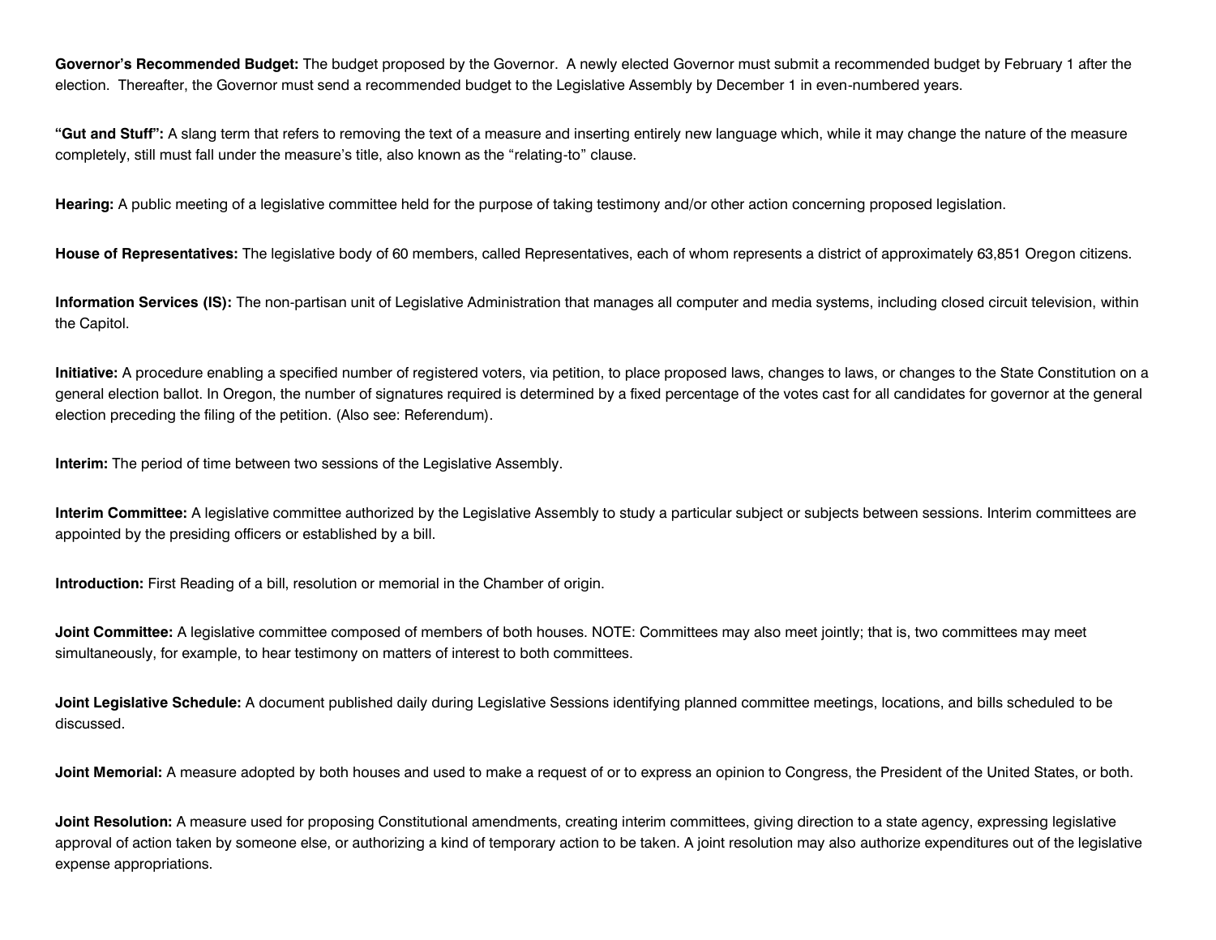**Governor's Recommended Budget:** The budget proposed by the Governor. A newly elected Governor must submit a recommended budget by February 1 after the election. Thereafter, the Governor must send a recommended budget to the Legislative Assembly by December 1 in even-numbered years.

**"Gut and Stuff":** A slang term that refers to removing the text of a measure and inserting entirely new language which, while it may change the nature of the measure completely, still must fall under the measure's title, also known as the "relating-to" clause.

**Hearing:** A public meeting of a legislative committee held for the purpose of taking testimony and/or other action concerning proposed legislation.

**House of Representatives:** The legislative body of 60 members, called Representatives, each of whom represents a district of approximately 63,851 Oregon citizens.

**Information Services (IS):** The non-partisan unit of Legislative Administration that manages all computer and media systems, including closed circuit television, within the Capitol.

**Initiative:** A procedure enabling a specified number of registered voters, via petition, to place proposed laws, changes to laws, or changes to the State Constitution on a general election ballot. In Oregon, the number of signatures required is determined by a fixed percentage of the votes cast for all candidates for governor at the general election preceding the filing of the petition. (Also see: Referendum).

**Interim:** The period of time between two sessions of the Legislative Assembly.

**Interim Committee:** A legislative committee authorized by the Legislative Assembly to study a particular subject or subjects between sessions. Interim committees are appointed by the presiding officers or established by a bill.

**Introduction:** First Reading of a bill, resolution or memorial in the Chamber of origin.

**Joint Committee:** A legislative committee composed of members of both houses. NOTE: Committees may also meet jointly; that is, two committees may meet simultaneously, for example, to hear testimony on matters of interest to both committees.

**Joint Legislative Schedule:** A document published daily during Legislative Sessions identifying planned committee meetings, locations, and bills scheduled to be discussed.

**Joint Memorial:** A measure adopted by both houses and used to make a request of or to express an opinion to Congress, the President of the United States, or both.

**Joint Resolution:** A measure used for proposing Constitutional amendments, creating interim committees, giving direction to a state agency, expressing legislative approval of action taken by someone else, or authorizing a kind of temporary action to be taken. A joint resolution may also authorize expenditures out of the legislative expense appropriations.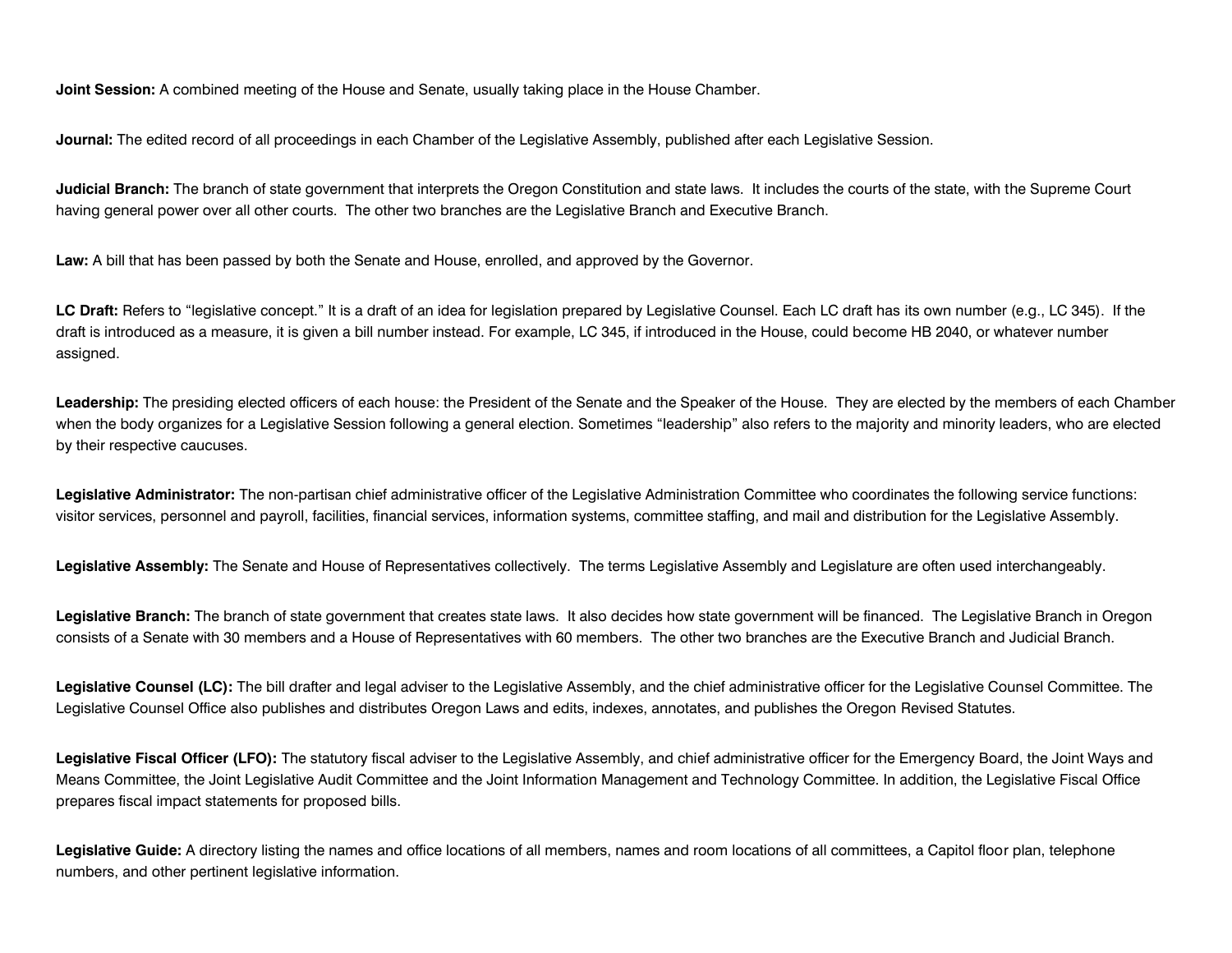**Joint Session:** A combined meeting of the House and Senate, usually taking place in the House Chamber.

**Journal:** The edited record of all proceedings in each Chamber of the Legislative Assembly, published after each Legislative Session.

**Judicial Branch:** The branch of state government that interprets the Oregon Constitution and state laws. It includes the courts of the state, with the Supreme Court having general power over all other courts. The other two branches are the Legislative Branch and Executive Branch.

**Law:** A bill that has been passed by both the Senate and House, enrolled, and approved by the Governor.

**LC Draft:** Refers to "legislative concept." It is a draft of an idea for legislation prepared by Legislative Counsel. Each LC draft has its own number (e.g., LC 345). If the draft is introduced as a measure, it is given a bill number instead. For example, LC 345, if introduced in the House, could become HB 2040, or whatever number assigned.

**Leadership:** The presiding elected officers of each house: the President of the Senate and the Speaker of the House. They are elected by the members of each Chamber when the body organizes for a Legislative Session following a general election. Sometimes "leadership" also refers to the majority and minority leaders, who are elected by their respective caucuses.

**Legislative Administrator:** The non-partisan chief administrative officer of the Legislative Administration Committee who coordinates the following service functions: visitor services, personnel and payroll, facilities, financial services, information systems, committee staffing, and mail and distribution for the Legislative Assembly.

**Legislative Assembly:** The Senate and House of Representatives collectively. The terms Legislative Assembly and Legislature are often used interchangeably.

**Legislative Branch:** The branch of state government that creates state laws. It also decides how state government will be financed. The Legislative Branch in Oregon consists of a Senate with 30 members and a House of Representatives with 60 members. The other two branches are the Executive Branch and Judicial Branch.

**Legislative Counsel (LC):** The bill drafter and legal adviser to the Legislative Assembly, and the chief administrative officer for the Legislative Counsel Committee. The Legislative Counsel Office also publishes and distributes Oregon Laws and edits, indexes, annotates, and publishes the Oregon Revised Statutes.

**Legislative Fiscal Officer (LFO):** The statutory fiscal adviser to the Legislative Assembly, and chief administrative officer for the Emergency Board, the Joint Ways and Means Committee, the Joint Legislative Audit Committee and the Joint Information Management and Technology Committee. In addition, the Legislative Fiscal Office prepares fiscal impact statements for proposed bills.

**Legislative Guide:** A directory listing the names and office locations of all members, names and room locations of all committees, a Capitol floor plan, telephone numbers, and other pertinent legislative information.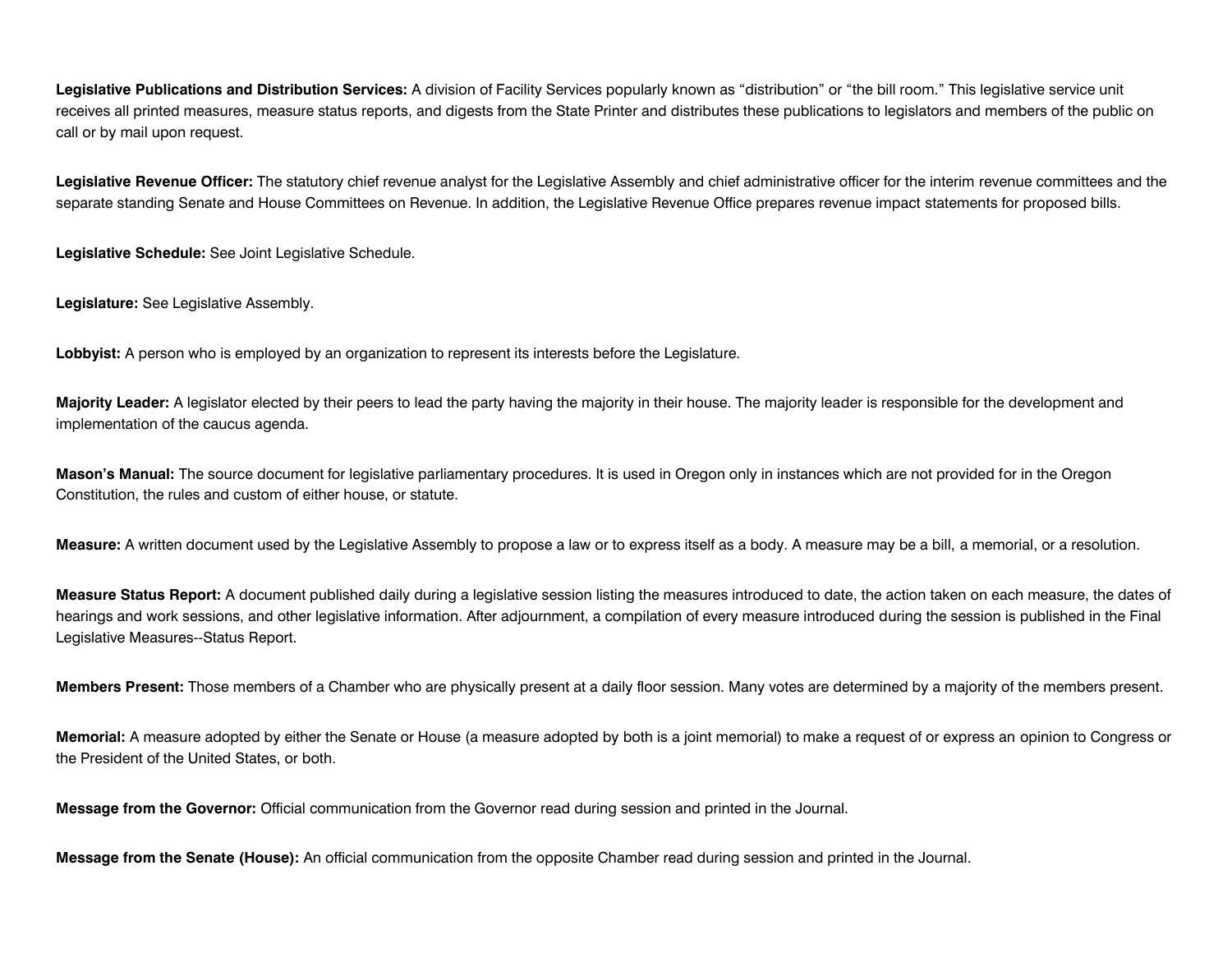**Legislative Publications and Distribution Services:** A division of Facility Services popularly known as “distribution” or “the bill room.” This legislative service unit receives all printed measures, measure status reports, and digests from the State Printer and distributes these publications to legislators and members of the public on call or by mail upon request.

**Legislative Revenue Officer:** The statutory chief revenue analyst for the Legislative Assembly and chief administrative officer for the interim revenue committees and the separate standing Senate and House Committees on Revenue. In addition, the Legislative Revenue Office prepares revenue impact statements for proposed bills.

**Legislative Schedule:** See Joint Legislative Schedule.

**Legislature:** See Legislative Assembly.

**Lobbyist:** A person who is employed by an organization to represent its interests before the Legislature.

**Majority Leader:** A legislator elected by their peers to lead the party having the majority in their house. The majority leader is responsible for the development and implementation of the caucus agenda.

**Mason’s Manual:** The source document for legislative parliamentary procedures. It is used in Oregon only in instances which are not provided for in the Oregon Constitution, the rules and custom of either house, or statute.

**Measure:** A written document used by the Legislative Assembly to propose a law or to express itself as a body. A measure may be a bill, a memorial, or a resolution.

**Measure Status Report:** A document published daily during a legislative session listing the measures introduced to date, the action taken on each measure, the dates of hearings and work sessions, and other legislative information. After adjournment, a compilation of every measure introduced during the session is published in the Final Legislative Measures--Status Report.

**Members Present:** Those members of a Chamber who are physically present at a daily floor session. Many votes are determined by a majority of the members present.

**Memorial:** A measure adopted by either the Senate or House (a measure adopted by both is a joint memorial) to make a request of or express an opinion to Congress or the President of the United States, or both.

**Message from the Governor:** Official communication from the Governor read during session and printed in the Journal.

**Message from the Senate (House):** An official communication from the opposite Chamber read during session and printed in the Journal.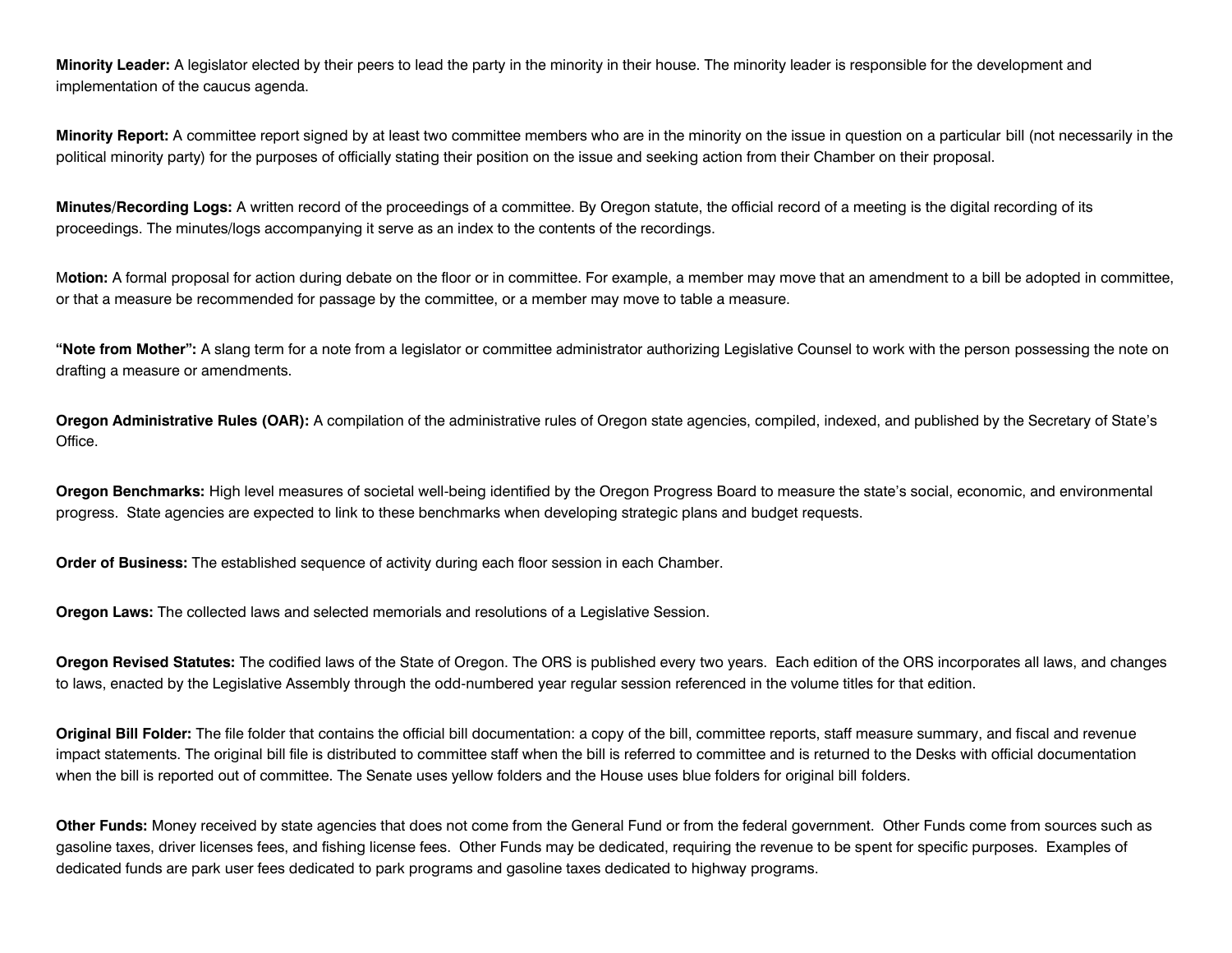**Minority Leader:** A legislator elected by their peers to lead the party in the minority in their house. The minority leader is responsible for the development and implementation of the caucus agenda.

**Minority Report:** A committee report signed by at least two committee members who are in the minority on the issue in question on a particular bill (not necessarily in the political minority party) for the purposes of officially stating their position on the issue and seeking action from their Chamber on their proposal.

**Minutes/Recording Logs:** A written record of the proceedings of a committee. By Oregon statute, the official record of a meeting is the digital recording of its proceedings. The minutes/logs accompanying it serve as an index to the contents of the recordings.

M**otion:** A formal proposal for action during debate on the floor or in committee. For example, a member may move that an amendment to a bill be adopted in committee, or that a measure be recommended for passage by the committee, or a member may move to table a measure.

**"Note from Mother":** A slang term for a note from a legislator or committee administrator authorizing Legislative Counsel to work with the person possessing the note on drafting a measure or amendments.

**Oregon Administrative Rules (OAR):** A compilation of the administrative rules of Oregon state agencies, compiled, indexed, and published by the Secretary of State's Office.

**Oregon Benchmarks:** High level measures of societal well-being identified by the Oregon Progress Board to measure the state's social, economic, and environmental progress. State agencies are expected to link to these benchmarks when developing strategic plans and budget requests.

**Order of Business:** The established sequence of activity during each floor session in each Chamber.

**Oregon Laws:** The collected laws and selected memorials and resolutions of a Legislative Session.

**Oregon Revised Statutes:** The codified laws of the State of Oregon. The ORS is published every two years. Each edition of the ORS incorporates all laws, and changes to laws, enacted by the Legislative Assembly through the odd-numbered year regular session referenced in the volume titles for that edition.

**Original Bill Folder:** The file folder that contains the official bill documentation: a copy of the bill, committee reports, staff measure summary, and fiscal and revenue impact statements. The original bill file is distributed to committee staff when the bill is referred to committee and is returned to the Desks with official documentation when the bill is reported out of committee. The Senate uses yellow folders and the House uses blue folders for original bill folders.

**Other Funds:** Money received by state agencies that does not come from the General Fund or from the federal government. Other Funds come from sources such as gasoline taxes, driver licenses fees, and fishing license fees. Other Funds may be dedicated, requiring the revenue to be spent for specific purposes. Examples of dedicated funds are park user fees dedicated to park programs and gasoline taxes dedicated to highway programs.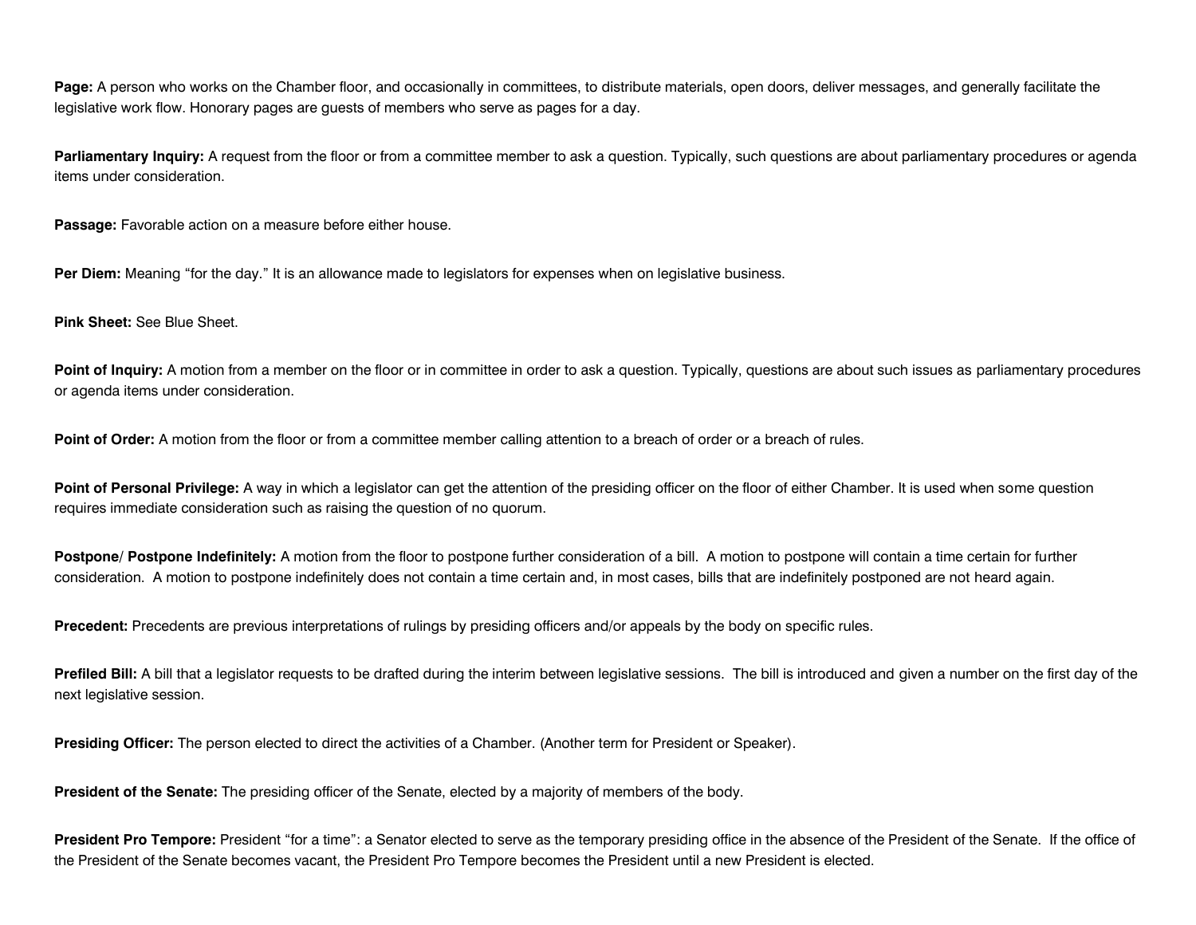**Page:** A person who works on the Chamber floor, and occasionally in committees, to distribute materials, open doors, deliver messages, and generally facilitate the legislative work flow. Honorary pages are guests of members who serve as pages for a day.

**Parliamentary Inquiry:** A request from the floor or from a committee member to ask a question. Typically, such questions are about parliamentary procedures or agenda items under consideration.

**Passage:** Favorable action on a measure before either house.

**Per Diem:** Meaning "for the day." It is an allowance made to legislators for expenses when on legislative business.

**Pink Sheet:** See Blue Sheet.

**Point of Inquiry:** A motion from a member on the floor or in committee in order to ask a question. Typically, questions are about such issues as parliamentary procedures or agenda items under consideration.

**Point of Order:** A motion from the floor or from a committee member calling attention to a breach of order or a breach of rules.

**Point of Personal Privilege:** A way in which a legislator can get the attention of the presiding officer on the floor of either Chamber. It is used when some question requires immediate consideration such as raising the question of no quorum.

**Postpone/ Postpone Indefinitely:** A motion from the floor to postpone further consideration of a bill. A motion to postpone will contain a time certain for further consideration. A motion to postpone indefinitely does not contain a time certain and, in most cases, bills that are indefinitely postponed are not heard again.

**Precedent:** Precedents are previous interpretations of rulings by presiding officers and/or appeals by the body on specific rules.

**Prefiled Bill:** A bill that a legislator requests to be drafted during the interim between legislative sessions. The bill is introduced and given a number on the first day of the next legislative session.

**Presiding Officer:** The person elected to direct the activities of a Chamber. (Another term for President or Speaker).

**President of the Senate:** The presiding officer of the Senate, elected by a majority of members of the body.

**President Pro Tempore:** President "for a time": a Senator elected to serve as the temporary presiding office in the absence of the President of the Senate. If the office of the President of the Senate becomes vacant, the President Pro Tempore becomes the President until a new President is elected.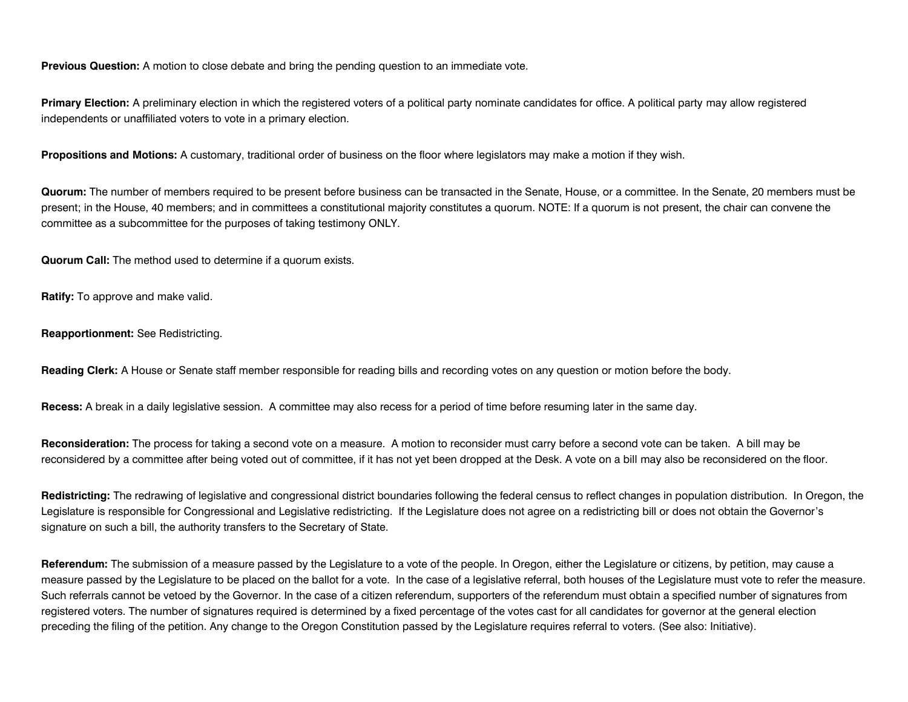**Previous Question:** A motion to close debate and bring the pending question to an immediate vote.

**Primary Election:** A preliminary election in which the registered voters of a political party nominate candidates for office. A political party may allow registered independents or unaffiliated voters to vote in a primary election.

**Propositions and Motions:** A customary, traditional order of business on the floor where legislators may make a motion if they wish.

**Quorum:** The number of members required to be present before business can be transacted in the Senate, House, or a committee. In the Senate, 20 members must be present; in the House, 40 members; and in committees a constitutional majority constitutes a quorum. NOTE: If a quorum is not present, the chair can convene the committee as a subcommittee for the purposes of taking testimony ONLY.

**Quorum Call:** The method used to determine if a quorum exists.

**Ratify:** To approve and make valid.

**Reapportionment:** See Redistricting.

**Reading Clerk:** A House or Senate staff member responsible for reading bills and recording votes on any question or motion before the body.

**Recess:** A break in a daily legislative session. A committee may also recess for a period of time before resuming later in the same day.

**Reconsideration:** The process for taking a second vote on a measure. A motion to reconsider must carry before a second vote can be taken. A bill may be reconsidered by a committee after being voted out of committee, if it has not yet been dropped at the Desk. A vote on a bill may also be reconsidered on the floor.

**Redistricting:** The redrawing of legislative and congressional district boundaries following the federal census to reflect changes in population distribution. In Oregon, the Legislature is responsible for Congressional and Legislative redistricting. If the Legislature does not agree on a redistricting bill or does not obtain the Governor's signature on such a bill, the authority transfers to the Secretary of State.

**Referendum:** The submission of a measure passed by the Legislature to a vote of the people. In Oregon, either the Legislature or citizens, by petition, may cause a measure passed by the Legislature to be placed on the ballot for a vote. In the case of a legislative referral, both houses of the Legislature must vote to refer the measure. Such referrals cannot be vetoed by the Governor. In the case of a citizen referendum, supporters of the referendum must obtain a specified number of signatures from registered voters. The number of signatures required is determined by a fixed percentage of the votes cast for all candidates for governor at the general election preceding the filing of the petition. Any change to the Oregon Constitution passed by the Legislature requires referral to voters. (See also: Initiative).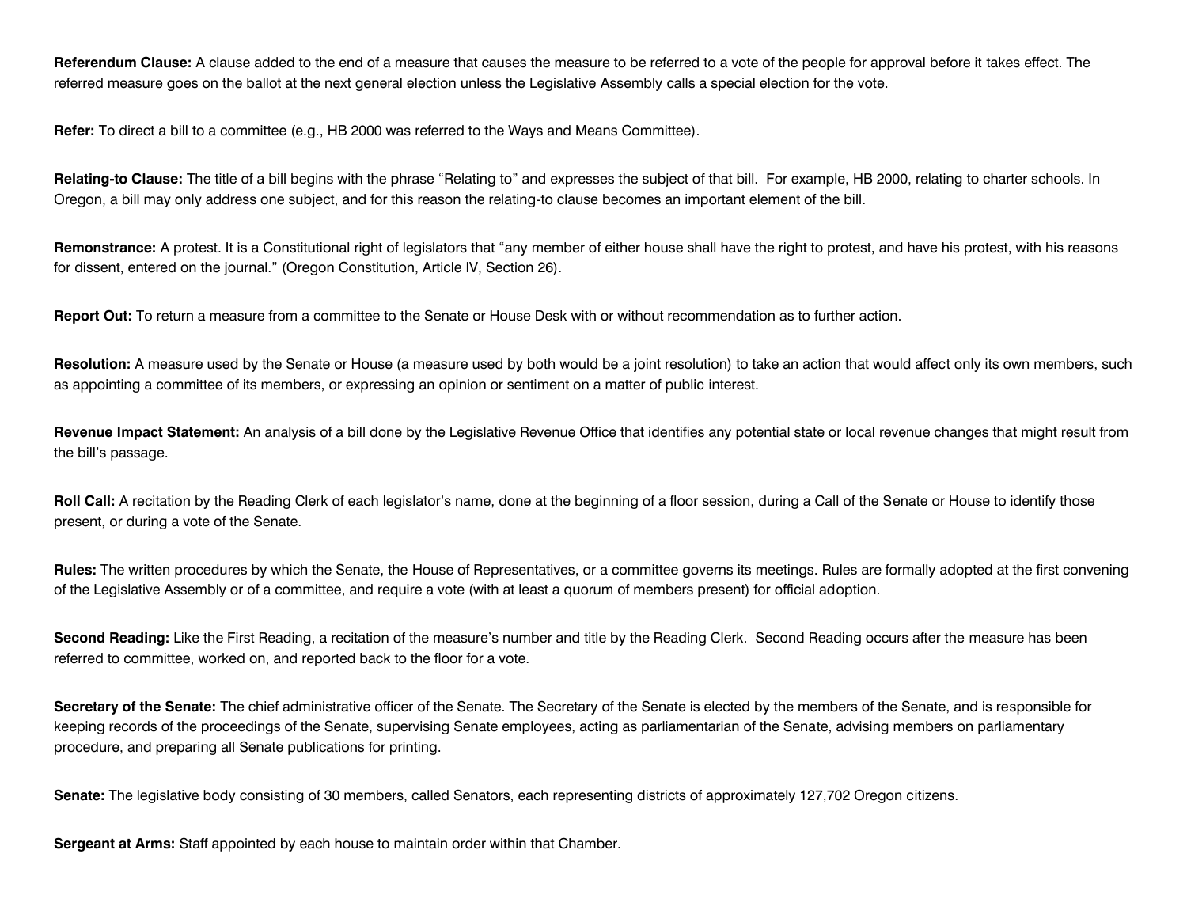**Referendum Clause:** A clause added to the end of a measure that causes the measure to be referred to a vote of the people for approval before it takes effect. The referred measure goes on the ballot at the next general election unless the Legislative Assembly calls a special election for the vote.

**Refer:** To direct a bill to a committee (e.g., HB 2000 was referred to the Ways and Means Committee).

**Relating-to Clause:** The title of a bill begins with the phrase "Relating to" and expresses the subject of that bill. For example, HB 2000, relating to charter schools. In Oregon, a bill may only address one subject, and for this reason the relating-to clause becomes an important element of the bill.

**Remonstrance:** A protest. It is a Constitutional right of legislators that "any member of either house shall have the right to protest, and have his protest, with his reasons for dissent, entered on the journal." (Oregon Constitution, Article IV, Section 26).

**Report Out:** To return a measure from a committee to the Senate or House Desk with or without recommendation as to further action.

**Resolution:** A measure used by the Senate or House (a measure used by both would be a joint resolution) to take an action that would affect only its own members, such as appointing a committee of its members, or expressing an opinion or sentiment on a matter of public interest.

**Revenue Impact Statement:** An analysis of a bill done by the Legislative Revenue Office that identifies any potential state or local revenue changes that might result from the bill's passage.

**Roll Call:** A recitation by the Reading Clerk of each legislator's name, done at the beginning of a floor session, during a Call of the Senate or House to identify those present, or during a vote of the Senate.

**Rules:** The written procedures by which the Senate, the House of Representatives, or a committee governs its meetings. Rules are formally adopted at the first convening of the Legislative Assembly or of a committee, and require a vote (with at least a quorum of members present) for official adoption.

**Second Reading:** Like the First Reading, a recitation of the measure's number and title by the Reading Clerk. Second Reading occurs after the measure has been referred to committee, worked on, and reported back to the floor for a vote.

**Secretary of the Senate:** The chief administrative officer of the Senate. The Secretary of the Senate is elected by the members of the Senate, and is responsible for keeping records of the proceedings of the Senate, supervising Senate employees, acting as parliamentarian of the Senate, advising members on parliamentary procedure, and preparing all Senate publications for printing.

**Senate:** The legislative body consisting of 30 members, called Senators, each representing districts of approximately 127,702 Oregon citizens.

**Sergeant at Arms:** Staff appointed by each house to maintain order within that Chamber.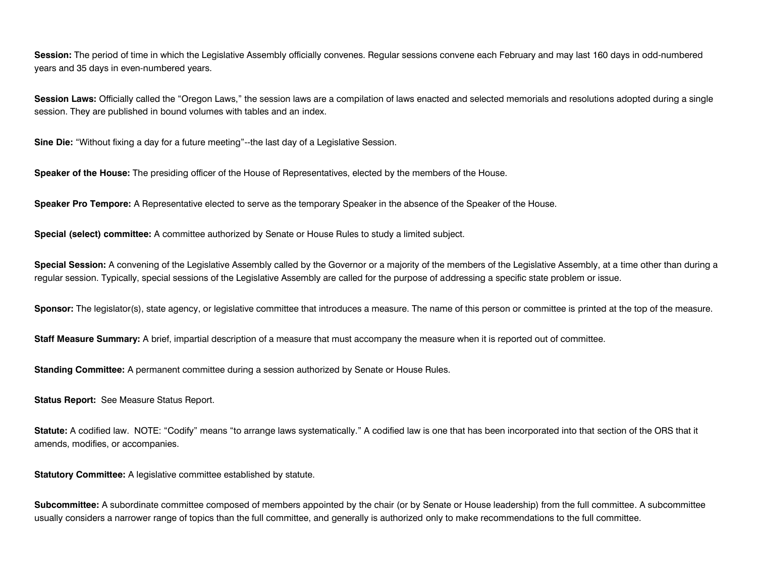**Session:** The period of time in which the Legislative Assembly officially convenes. Regular sessions convene each February and may last 160 days in odd-numbered years and 35 days in even-numbered years.

**Session Laws:** Officially called the "Oregon Laws," the session laws are a compilation of laws enacted and selected memorials and resolutions adopted during a single session. They are published in bound volumes with tables and an index.

**Sine Die:** "Without fixing a day for a future meeting"--the last day of a Legislative Session.

**Speaker of the House:** The presiding officer of the House of Representatives, elected by the members of the House.

**Speaker Pro Tempore:** A Representative elected to serve as the temporary Speaker in the absence of the Speaker of the House.

**Special (select) committee:** A committee authorized by Senate or House Rules to study a limited subject.

**Special Session:** A convening of the Legislative Assembly called by the Governor or a majority of the members of the Legislative Assembly, at a time other than during a regular session. Typically, special sessions of the Legislative Assembly are called for the purpose of addressing a specific state problem or issue.

**Sponsor:** The legislator(s), state agency, or legislative committee that introduces a measure. The name of this person or committee is printed at the top of the measure.

**Staff Measure Summary:** A brief, impartial description of a measure that must accompany the measure when it is reported out of committee.

**Standing Committee:** A permanent committee during a session authorized by Senate or House Rules.

**Status Report:** See Measure Status Report.

**Statute:** A codified law. NOTE: "Codify" means "to arrange laws systematically." A codified law is one that has been incorporated into that section of the ORS that it amends, modifies, or accompanies.

**Statutory Committee:** A legislative committee established by statute.

**Subcommittee:** A subordinate committee composed of members appointed by the chair (or by Senate or House leadership) from the full committee. A subcommittee usually considers a narrower range of topics than the full committee, and generally is authorized only to make recommendations to the full committee.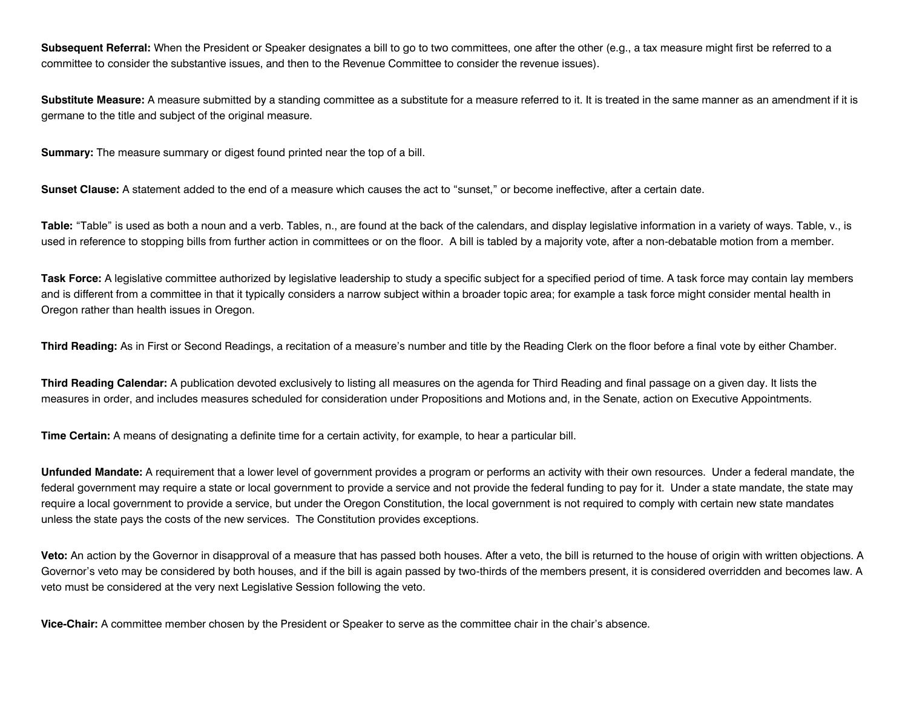**Subsequent Referral:** When the President or Speaker designates a bill to go to two committees, one after the other (e.g., a tax measure might first be referred to a committee to consider the substantive issues, and then to the Revenue Committee to consider the revenue issues).

**Substitute Measure:** A measure submitted by a standing committee as a substitute for a measure referred to it. It is treated in the same manner as an amendment if it is germane to the title and subject of the original measure.

**Summary:** The measure summary or digest found printed near the top of a bill.

**Sunset Clause:** A statement added to the end of a measure which causes the act to "sunset," or become ineffective, after a certain date.

**Table:** "Table" is used as both a noun and a verb. Tables, n., are found at the back of the calendars, and display legislative information in a variety of ways. Table, v., is used in reference to stopping bills from further action in committees or on the floor. A bill is tabled by a majority vote, after a non-debatable motion from a member.

**Task Force:** A legislative committee authorized by legislative leadership to study a specific subject for a specified period of time. A task force may contain lay members and is different from a committee in that it typically considers a narrow subject within a broader topic area; for example a task force might consider mental health in Oregon rather than health issues in Oregon.

**Third Reading:** As in First or Second Readings, a recitation of a measure's number and title by the Reading Clerk on the floor before a final vote by either Chamber.

**Third Reading Calendar:** A publication devoted exclusively to listing all measures on the agenda for Third Reading and final passage on a given day. It lists the measures in order, and includes measures scheduled for consideration under Propositions and Motions and, in the Senate, action on Executive Appointments.

**Time Certain:** A means of designating a definite time for a certain activity, for example, to hear a particular bill.

**Unfunded Mandate:** A requirement that a lower level of government provides a program or performs an activity with their own resources. Under a federal mandate, the federal government may require a state or local government to provide a service and not provide the federal funding to pay for it. Under a state mandate, the state may require a local government to provide a service, but under the Oregon Constitution, the local government is not required to comply with certain new state mandates unless the state pays the costs of the new services. The Constitution provides exceptions.

**Veto:** An action by the Governor in disapproval of a measure that has passed both houses. After a veto, the bill is returned to the house of origin with written objections. A Governor's veto may be considered by both houses, and if the bill is again passed by two-thirds of the members present, it is considered overridden and becomes law. A veto must be considered at the very next Legislative Session following the veto.

**Vice-Chair:** A committee member chosen by the President or Speaker to serve as the committee chair in the chair's absence.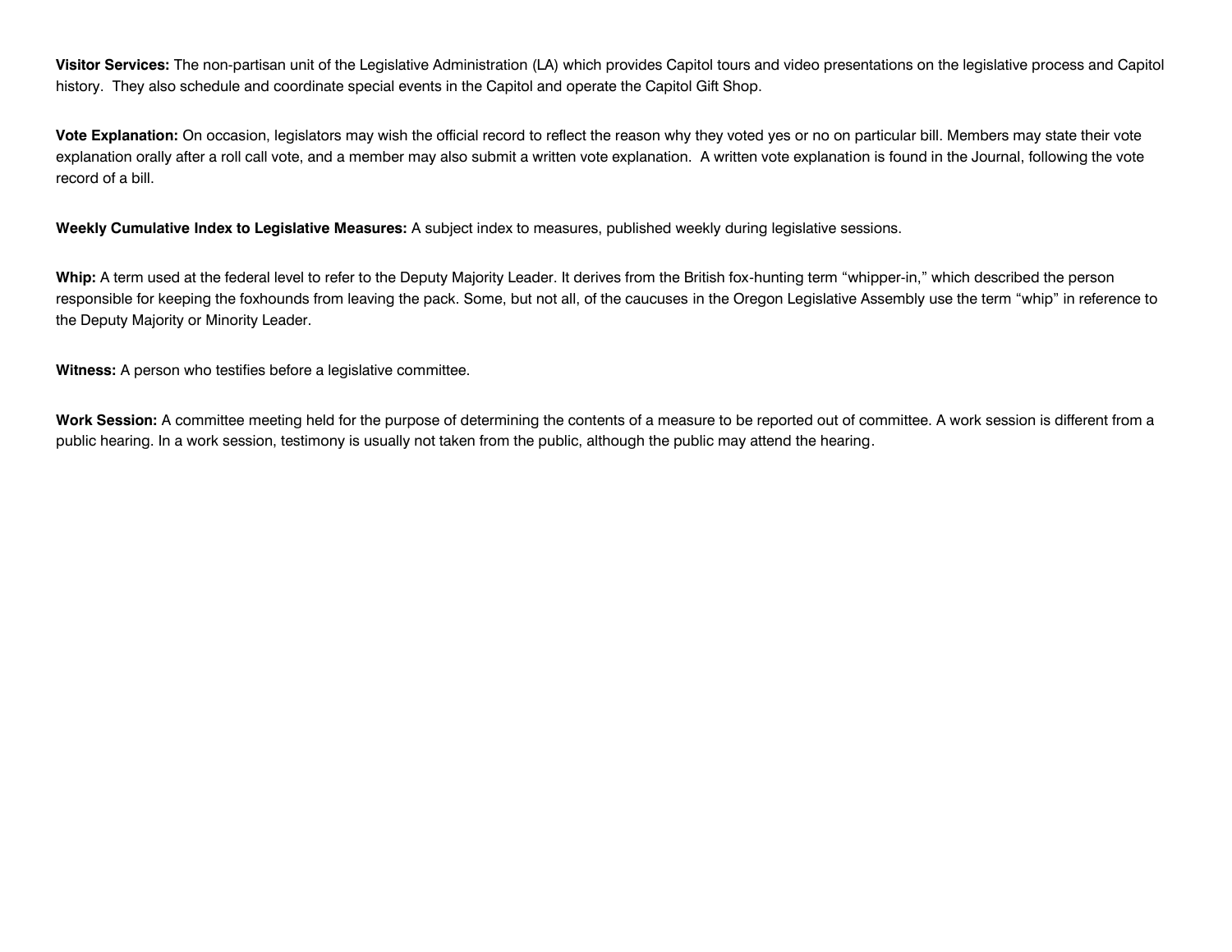**Visitor Services:** The non-partisan unit of the Legislative Administration (LA) which provides Capitol tours and video presentations on the legislative process and Capitol history. They also schedule and coordinate special events in the Capitol and operate the Capitol Gift Shop.

**Vote Explanation:** On occasion, legislators may wish the official record to reflect the reason why they voted yes or no on particular bill. Members may state their vote explanation orally after a roll call vote, and a member may also submit a written vote explanation. A written vote explanation is found in the Journal, following the vote record of a bill.

**Weekly Cumulative Index to Legislative Measures:** A subject index to measures, published weekly during legislative sessions.

**Whip:** A term used at the federal level to refer to the Deputy Majority Leader. It derives from the British fox-hunting term "whipper-in," which described the person responsible for keeping the foxhounds from leaving the pack. Some, but not all, of the caucuses in the Oregon Legislative Assembly use the term "whip" in reference to the Deputy Majority or Minority Leader.

**Witness:** A person who testifies before a legislative committee.

**Work Session:** A committee meeting held for the purpose of determining the contents of a measure to be reported out of committee. A work session is different from a public hearing. In a work session, testimony is usually not taken from the public, although the public may attend the hearing.